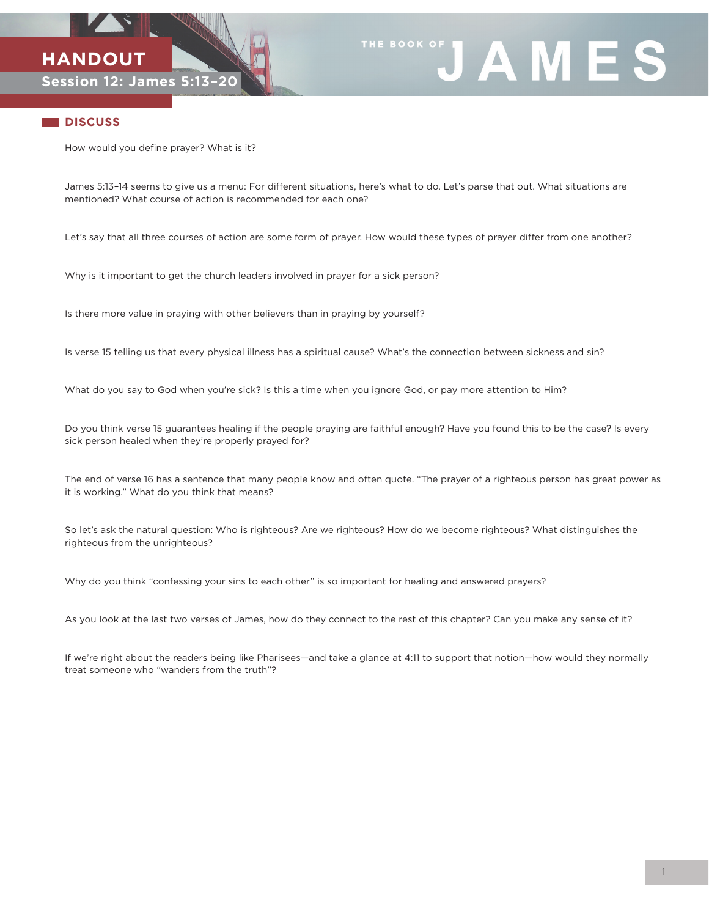THE BOOK OF **JAMES**

# HANDOUT

## Session 12: James 5:13–20

### DISCUSS

How would you define prayer? What is it?

James 5:13–14 seems to give us a menu: For different situations, here's what to do. Let's parse that out. What situations are mentioned? What course of action is recommended for each one?

Let's say that all three courses of action are some form of prayer. How would these types of prayer differ from one another?

Why is it important to get the church leaders involved in prayer for a sick person?

Is there more value in praying with other believers than in praying by yourself?

Is verse 15 telling us that every physical illness has a spiritual cause? What's the connection between sickness and sin?

What do you say to God when you're sick? Is this a time when you ignore God, or pay more attention to Him?

Do you think verse 15 guarantees healing if the people praying are faithful enough? Have you found this to be the case? Is every sick person healed when they're properly prayed for?

The end of verse 16 has a sentence that many people know and often quote. "The prayer of a righteous person has great power as it is working." What do you think that means?

So let's ask the natural question: Who is righteous? Are we righteous? How do we become righteous? What distinguishes the righteous from the unrighteous?

Why do you think "confessing your sins to each other" is so important for healing and answered prayers?

As you look at the last two verses of James, how do they connect to the rest of this chapter? Can you make any sense of it?

If we're right about the readers being like Pharisees—and take a glance at 4:11 to support that notion—how would they normally treat someone who "wanders from the truth"?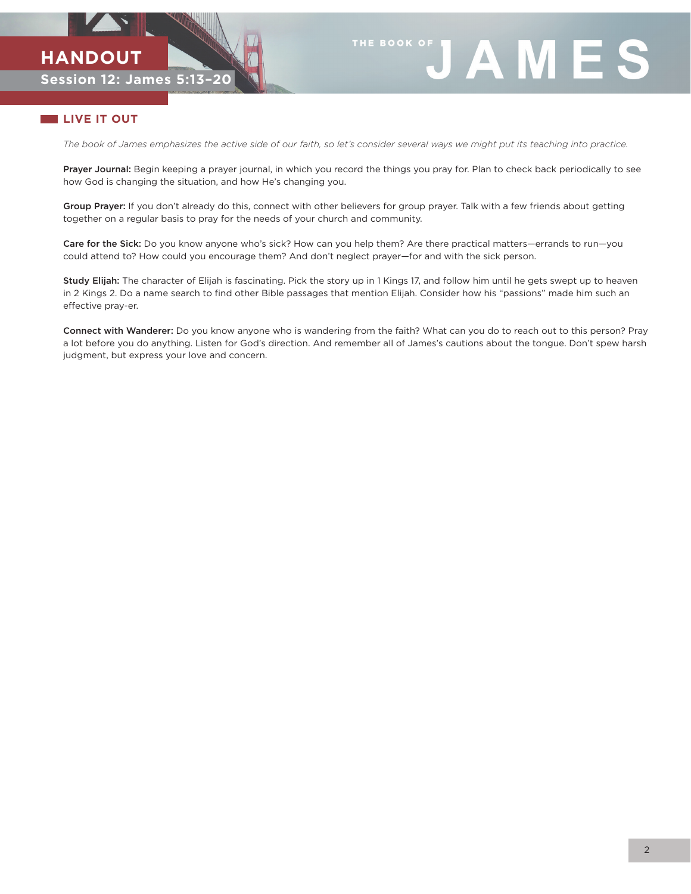# HANDOUT

## Session 12: James 5:13–20

THE BOOK OF **JAMES**

### LIVE IT OUT

*The book of James emphasizes the active side of our faith, so let's consider several ways we might put its teaching into practice.*

**Prayer Journal:** Begin keeping a prayer journal, in which you record the things you pray for. Plan to check back periodically to see how God is changing the situation, and how He's changing you.

**Group Prayer:** If you don't already do this, connect with other believers for group prayer. Talk with a few friends about getting together on a regular basis to pray for the needs of your church and community.

**Care for the Sick:** Do you know anyone who's sick? How can you help them? Are there practical matters—errands to run—you could attend to? How could you encourage them? And don't neglect prayer—for and with the sick person.

**Study Elijah:** The character of Elijah is fascinating. Pick the story up in 1 Kings 17, and follow him until he gets swept up to heaven in 2 Kings 2. Do a name search to find other Bible passages that mention Elijah. Consider how his "passions" made him such an effective pray-er.

**Connect with Wanderer:** Do you know anyone who is wandering from the faith? What can you do to reach out to this person? Pray a lot before you do anything. Listen for God's direction. And remember all of James's cautions about the tongue. Don't spew harsh judgment, but express your love and concern.